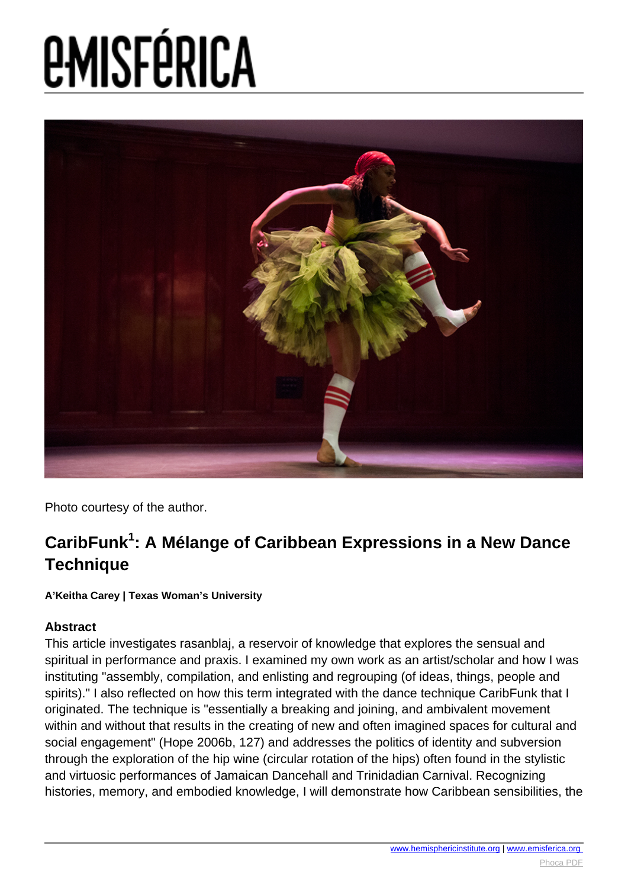# e-misférica

Photo courtesy of the author.

## CaribFunk[1]: A Mélange of Caribbean Expressions in a New Dance Technique

**A'Keitha Carey | Texas Woman's University**

### Abstract

This article investigates rasanblaj, a reservoir of knowledge that explores the sensual and spiritual in performance and praxis. I examined my own work as an artist/scholar and how I was instituting "assembly, compilation, and enlisting and regrouping (of ideas, things, people and spirits)." I also reflected on how this term integrated with the dance technique CaribFunk that I originated. The technique is "essentially a breaking and joining, and ambivalent movement within and without that results in the creating of new and often imagined spaces for cultural and social engagement" (Hope 2006b, 127) and addresses the politics of identity and subversion through the exploration of the hip wine (circular rotation of the hips) often found in the stylistic and virtuosic performances of Jamaican Dancehall and Trinidadian Carnival. Recognizing histories, memory, and embodied knowledge, I will demonstrate how Caribbean sensibilities, the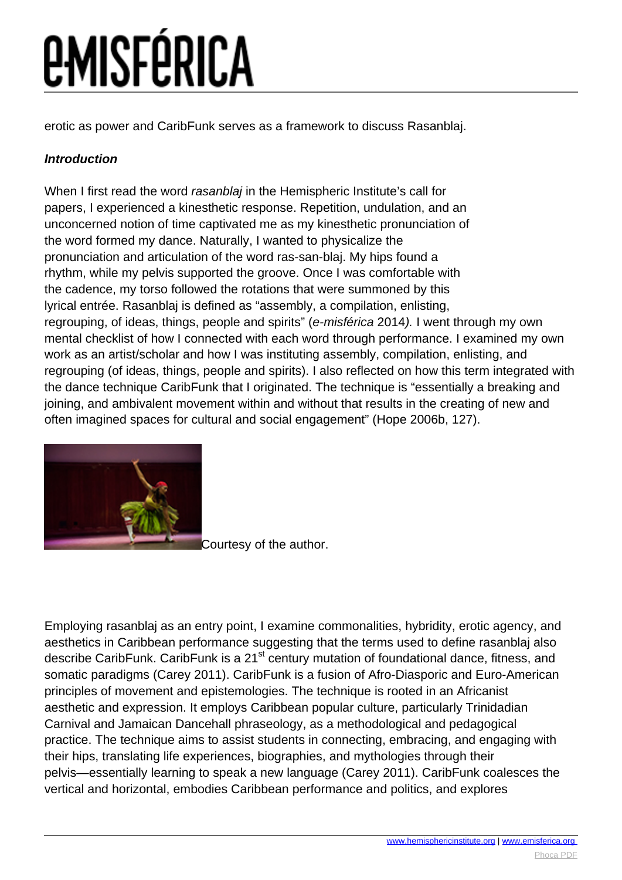erotic as power and CaribFunk serves as a framework to discuss Rasanblaj.

***Introduction***

When I first read the word *rasanblaj* in the Hemispheric Institute's call for papers, I experienced a kinesthetic response. Repetition, undulation, and an unconcerned notion of time captivated me as my kinesthetic pronunciation of the word formed my dance. Naturally, I wanted to physicalize the pronunciation and articulation of the word ras-san-blaj. My hips found a rhythm, while my pelvis supported the groove. Once I was comfortable with the cadence, my torso followed the rotations that were summoned by this lyrical entrée. Rasanblaj is defined as "assembly, a compilation, enlisting, regrouping, of ideas, things, people and spirits" (*e-misférica* 2014*).* I went through my own mental checklist of how I connected with each word through performance. I examined my own work as an artist/scholar and how I was instituting assembly, compilation, enlisting, and regrouping (of ideas, things, people and spirits). I also reflected on how this term integrated with the dance technique CaribFunk that I originated. The technique is "essentially a breaking and joining, and ambivalent movement within and without that results in the creating of new and often imagined spaces for cultural and social engagement" (Hope 2006b, 127).

Courtesy of the author.

Employing rasanblaj as an entry point, I examine commonalities, hybridity, erotic agency, and aesthetics in Caribbean performance suggesting that the terms used to define rasanblaj also describe CaribFunk. CaribFunk is a 21st century mutation of foundational dance, fitness, and somatic paradigms (Carey 2011). CaribFunk is a fusion of Afro-Diasporic and Euro-American principles of movement and epistemologies. The technique is rooted in an Africanist aesthetic and expression. It employs Caribbean popular culture, particularly Trinidadian Carnival and Jamaican Dancehall phraseology, as a methodological and pedagogical practice. The technique aims to assist students in connecting, embracing, and engaging with their hips, translating life experiences, biographies, and mythologies through their pelvis—essentially learning to speak a new language (Carey 2011). CaribFunk coalesces the vertical and horizontal, embodies Caribbean performance and politics, and explores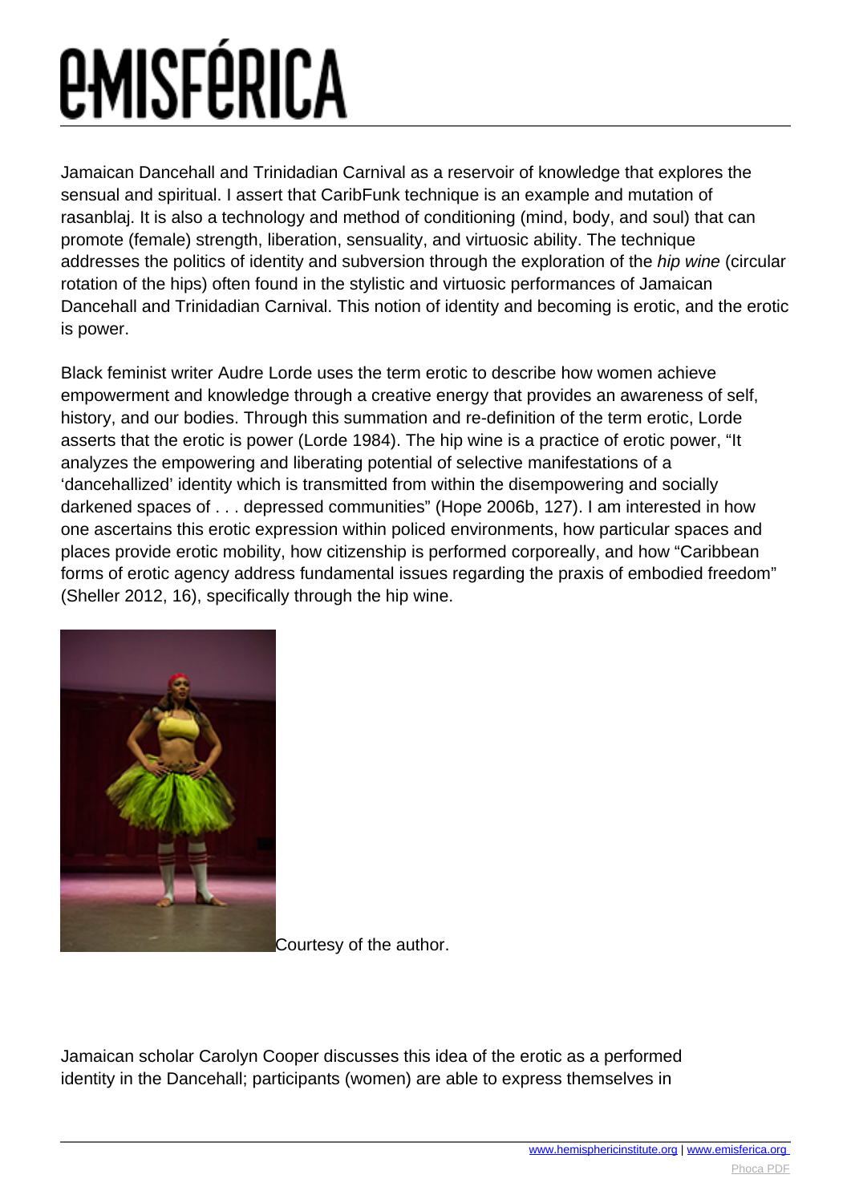Jamaican Dancehall and Trinidadian Carnival as a reservoir of knowledge that explores the sensual and spiritual. I assert that CaribFunk technique is an example and mutation of rasanblaj. It is also a technology and method of conditioning (mind, body, and soul) that can promote (female) strength, liberation, sensuality, and virtuosic ability. The technique addresses the politics of identity and subversion through the exploration of the *hip wine* (circular rotation of the hips) often found in the stylistic and virtuosic performances of Jamaican Dancehall and Trinidadian Carnival. This notion of identity and becoming is erotic, and the erotic is power.

Black feminist writer Audre Lorde uses the term erotic to describe how women achieve empowerment and knowledge through a creative energy that provides an awareness of self, history, and our bodies. Through this summation and re-definition of the term erotic, Lorde asserts that the erotic is power (Lorde 1984). The hip wine is a practice of erotic power, "It analyzes the empowering and liberating potential of selective manifestations of a 'dancehallized' identity which is transmitted from within the disempowering and socially darkened spaces of . . . depressed communities" (Hope 2006b, 127). I am interested in how one ascertains this erotic expression within policed environments, how particular spaces and places provide erotic mobility, how citizenship is performed corporeally, and how "Caribbean forms of erotic agency address fundamental issues regarding the praxis of embodied freedom" (Sheller 2012, 16), specifically through the hip wine.

Courtesy of the author.

Jamaican scholar Carolyn Cooper discusses this idea of the erotic as a performed identity in the Dancehall; participants (women) are able to express themselves in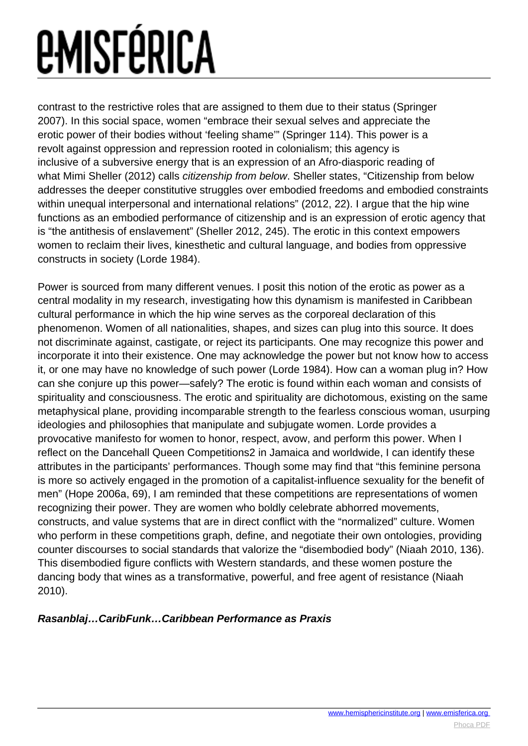contrast to the restrictive roles that are assigned to them due to their status (Springer 2007). In this social space, women "embrace their sexual selves and appreciate the erotic power of their bodies without 'feeling shame'" (Springer 114). This power is a revolt against oppression and repression rooted in colonialism; this agency is inclusive of a subversive energy that is an expression of an Afro-diasporic reading of what Mimi Sheller (2012) calls *citizenship from below*. Sheller states, "Citizenship from below addresses the deeper constitutive struggles over embodied freedoms and embodied constraints within unequal interpersonal and international relations" (2012, 22). I argue that the hip wine functions as an embodied performance of citizenship and is an expression of erotic agency that is "the antithesis of enslavement" (Sheller 2012, 245). The erotic in this context empowers women to reclaim their lives, kinesthetic and cultural language, and bodies from oppressive constructs in society (Lorde 1984).

Power is sourced from many different venues. I posit this notion of the erotic as power as a central modality in my research, investigating how this dynamism is manifested in Caribbean cultural performance in which the hip wine serves as the corporeal declaration of this phenomenon. Women of all nationalities, shapes, and sizes can plug into this source. It does not discriminate against, castigate, or reject its participants. One may recognize this power and incorporate it into their existence. One may acknowledge the power but not know how to access it, or one may have no knowledge of such power (Lorde 1984). How can a woman plug in? How can she conjure up this power—safely? The erotic is found within each woman and consists of spirituality and consciousness. The erotic and spirituality are dichotomous, existing on the same metaphysical plane, providing incomparable strength to the fearless conscious woman, usurping ideologies and philosophies that manipulate and subjugate women. Lorde provides a provocative manifesto for women to honor, respect, avow, and perform this power. When I reflect on the Dancehall Queen Competitions2 in Jamaica and worldwide, I can identify these attributes in the participants' performances. Though some may find that "this feminine persona is more so actively engaged in the promotion of a capitalist-influence sexuality for the benefit of men" (Hope 2006a, 69), I am reminded that these competitions are representations of women recognizing their power. They are women who boldly celebrate abhorred movements, constructs, and value systems that are in direct conflict with the "normalized" culture. Women who perform in these competitions graph, define, and negotiate their own ontologies, providing counter discourses to social standards that valorize the "disembodied body" (Niaah 2010, 136). This disembodied figure conflicts with Western standards, and these women posture the dancing body that wines as a transformative, powerful, and free agent of resistance (Niaah 2010).

### ***Rasanblaj…CaribFunk…Caribbean Performance as Praxis***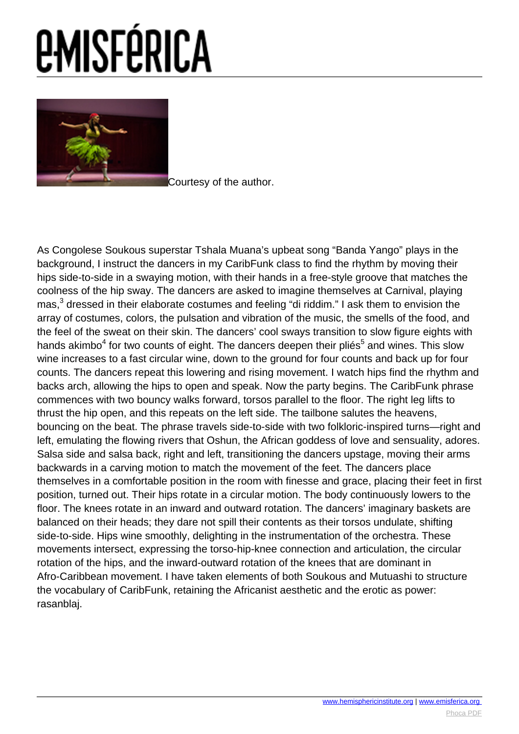Courtesy of the author.

As Congolese Soukous superstar Tshala Muana's upbeat song "Banda Yango" plays in the background, I instruct the dancers in my CaribFunk class to find the rhythm by moving their hips side-to-side in a swaying motion, with their hands in a free-style groove that matches the coolness of the hip sway. The dancers are asked to imagine themselves at Carnival, playing mas,[3] dressed in their elaborate costumes and feeling "di riddim." I ask them to envision the array of costumes, colors, the pulsation and vibration of the music, the smells of the food, and the feel of the sweat on their skin. The dancers' cool sways transition to slow figure eights with hands akimbo[4] for two counts of eight. The dancers deepen their pliés[5] and wines. This slow wine increases to a fast circular wine, down to the ground for four counts and back up for four counts. The dancers repeat this lowering and rising movement. I watch hips find the rhythm and backs arch, allowing the hips to open and speak. Now the party begins. The CaribFunk phrase commences with two bouncy walks forward, torsos parallel to the floor. The right leg lifts to thrust the hip open, and this repeats on the left side. The tailbone salutes the heavens, bouncing on the beat. The phrase travels side-to-side with two folkloric-inspired turns—right and left, emulating the flowing rivers that Oshun, the African goddess of love and sensuality, adores. Salsa side and salsa back, right and left, transitioning the dancers upstage, moving their arms backwards in a carving motion to match the movement of the feet. The dancers place themselves in a comfortable position in the room with finesse and grace, placing their feet in first position, turned out. Their hips rotate in a circular motion. The body continuously lowers to the floor. The knees rotate in an inward and outward rotation. The dancers' imaginary baskets are balanced on their heads; they dare not spill their contents as their torsos undulate, shifting side-to-side. Hips wine smoothly, delighting in the instrumentation of the orchestra. These movements intersect, expressing the torso-hip-knee connection and articulation, the circular rotation of the hips, and the inward-outward rotation of the knees that are dominant in Afro-Caribbean movement. I have taken elements of both Soukous and Mutuashi to structure the vocabulary of CaribFunk, retaining the Africanist aesthetic and the erotic as power: rasanblaj.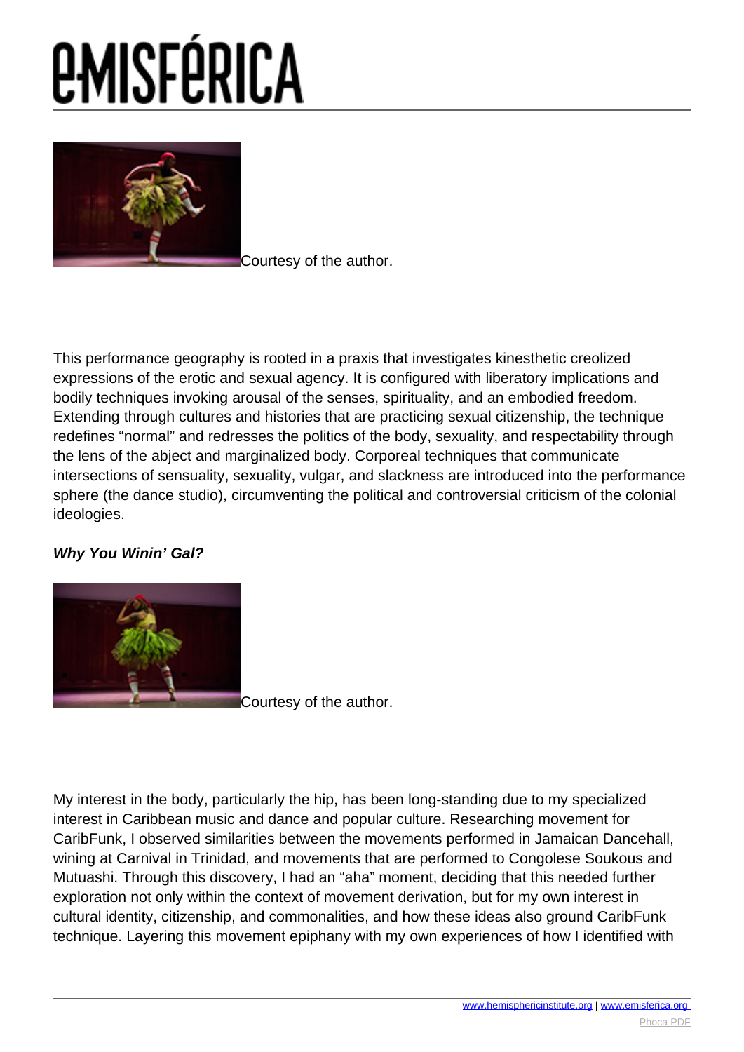Courtesy of the author.

This performance geography is rooted in a praxis that investigates kinesthetic creolized expressions of the erotic and sexual agency. It is configured with liberatory implications and bodily techniques invoking arousal of the senses, spirituality, and an embodied freedom. Extending through cultures and histories that are practicing sexual citizenship, the technique redefines "normal" and redresses the politics of the body, sexuality, and respectability through the lens of the abject and marginalized body. Corporeal techniques that communicate intersections of sensuality, sexuality, vulgar, and slackness are introduced into the performance sphere (the dance studio), circumventing the political and controversial criticism of the colonial ideologies.

***Why You Winin' Gal?***

Courtesy of the author.

My interest in the body, particularly the hip, has been long-standing due to my specialized interest in Caribbean music and dance and popular culture. Researching movement for CaribFunk, I observed similarities between the movements performed in Jamaican Dancehall, wining at Carnival in Trinidad, and movements that are performed to Congolese Soukous and Mutuashi. Through this discovery, I had an "aha" moment, deciding that this needed further exploration not only within the context of movement derivation, but for my own interest in cultural identity, citizenship, and commonalities, and how these ideas also ground CaribFunk technique. Layering this movement epiphany with my own experiences of how I identified with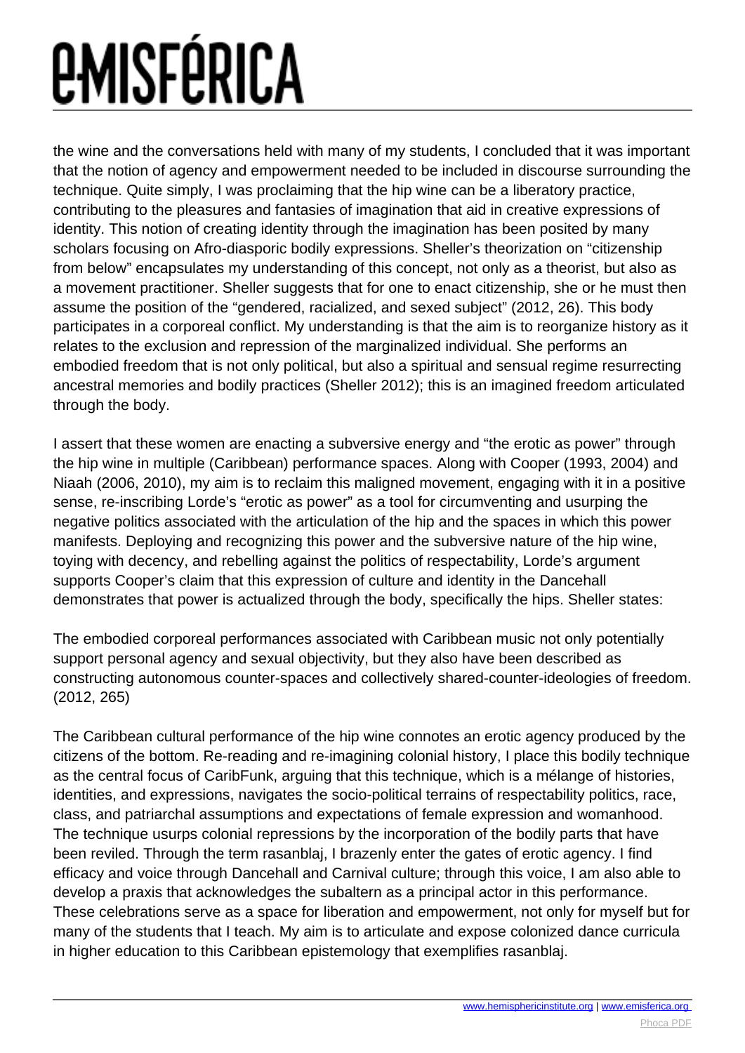the wine and the conversations held with many of my students, I concluded that it was important that the notion of agency and empowerment needed to be included in discourse surrounding the technique. Quite simply, I was proclaiming that the hip wine can be a liberatory practice, contributing to the pleasures and fantasies of imagination that aid in creative expressions of identity. This notion of creating identity through the imagination has been posited by many scholars focusing on Afro-diasporic bodily expressions. Sheller's theorization on "citizenship from below" encapsulates my understanding of this concept, not only as a theorist, but also as a movement practitioner. Sheller suggests that for one to enact citizenship, she or he must then assume the position of the "gendered, racialized, and sexed subject" (2012, 26). This body participates in a corporeal conflict. My understanding is that the aim is to reorganize history as it relates to the exclusion and repression of the marginalized individual. She performs an embodied freedom that is not only political, but also a spiritual and sensual regime resurrecting ancestral memories and bodily practices (Sheller 2012); this is an imagined freedom articulated through the body.

I assert that these women are enacting a subversive energy and "the erotic as power" through the hip wine in multiple (Caribbean) performance spaces. Along with Cooper (1993, 2004) and Niaah (2006, 2010), my aim is to reclaim this maligned movement, engaging with it in a positive sense, re-inscribing Lorde's "erotic as power" as a tool for circumventing and usurping the negative politics associated with the articulation of the hip and the spaces in which this power manifests. Deploying and recognizing this power and the subversive nature of the hip wine, toying with decency, and rebelling against the politics of respectability, Lorde's argument supports Cooper's claim that this expression of culture and identity in the Dancehall demonstrates that power is actualized through the body, specifically the hips. Sheller states:

> The embodied corporeal performances associated with Caribbean music not only potentially support personal agency and sexual objectivity, but they also have been described as constructing autonomous counter-spaces and collectively shared-counter-ideologies of freedom. (2012, 265)

The Caribbean cultural performance of the hip wine connotes an erotic agency produced by the citizens of the bottom. Re-reading and re-imagining colonial history, I place this bodily technique as the central focus of CaribFunk, arguing that this technique, which is a mélange of histories, identities, and expressions, navigates the socio-political terrains of respectability politics, race, class, and patriarchal assumptions and expectations of female expression and womanhood. The technique usurps colonial repressions by the incorporation of the bodily parts that have been reviled. Through the term rasanblaj, I brazenly enter the gates of erotic agency. I find efficacy and voice through Dancehall and Carnival culture; through this voice, I am also able to develop a praxis that acknowledges the subaltern as a principal actor in this performance. These celebrations serve as a space for liberation and empowerment, not only for myself but for many of the students that I teach. My aim is to articulate and expose colonized dance curricula in higher education to this Caribbean epistemology that exemplifies rasanblaj.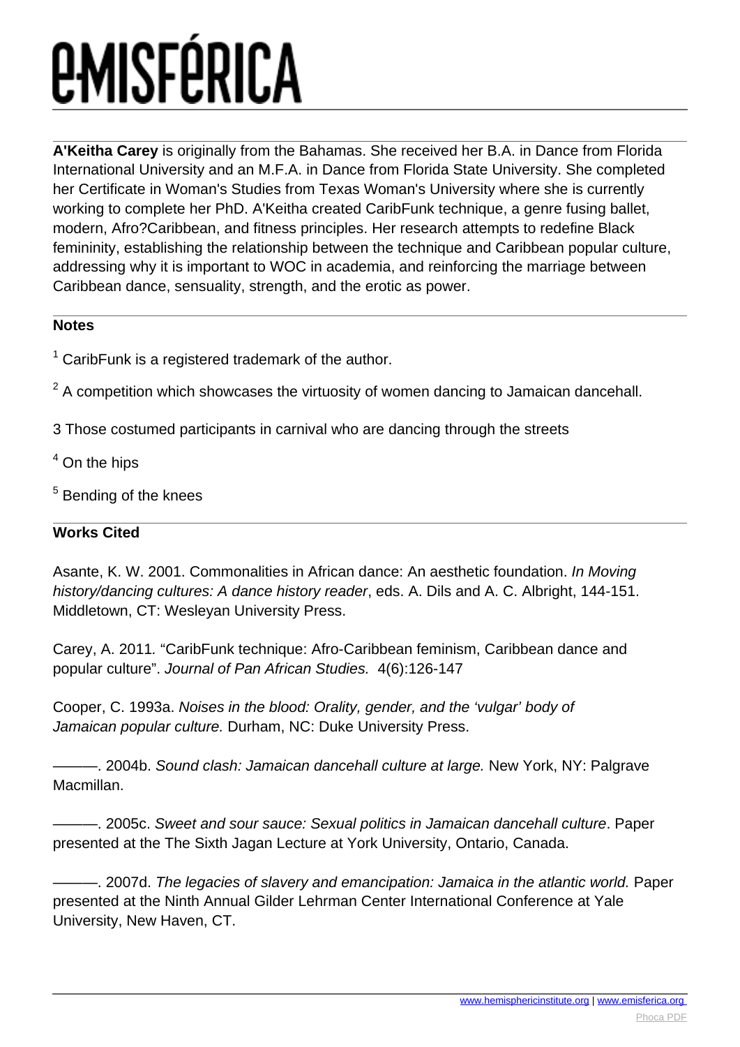**A'Keitha Carey** is originally from the Bahamas. She received her B.A. in Dance from Florida International University and an M.F.A. in Dance from Florida State University. She completed her Certificate in Woman's Studies from Texas Woman's University where she is currently working to complete her PhD. A'Keitha created CaribFunk technique, a genre fusing ballet, modern, Afro?Caribbean, and fitness principles. Her research attempts to redefine Black femininity, establishing the relationship between the technique and Caribbean popular culture, addressing why it is important to WOC in academia, and reinforcing the marriage between Caribbean dance, sensuality, strength, and the erotic as power.

### Notes

[1] CaribFunk is a registered trademark of the author.

[2] A competition which showcases the virtuosity of women dancing to Jamaican dancehall.

3 Those costumed participants in carnival who are dancing through the streets

[4] On the hips

[5] Bending of the knees

### Works Cited

Asante, K. W. 2001. Commonalities in African dance: An aesthetic foundation. *In Moving history/dancing cultures: A dance history reader*, eds. A. Dils and A. C. Albright, 144-151. Middletown, CT: Wesleyan University Press.

Carey, A. 2011. "CaribFunk technique: Afro-Caribbean feminism, Caribbean dance and popular culture". *Journal of Pan African Studies.* 4(6):126-147

Cooper, C. 1993a. *Noises in the blood: Orality, gender, and the 'vulgar' body of Jamaican popular culture.* Durham, NC: Duke University Press.

———. 2004b. *Sound clash: Jamaican dancehall culture at large.* New York, NY: Palgrave Macmillan.

———. 2005c. *Sweet and sour sauce: Sexual politics in Jamaican dancehall culture*. Paper presented at the The Sixth Jagan Lecture at York University, Ontario, Canada.

———. 2007d. *The legacies of slavery and emancipation: Jamaica in the atlantic world.* Paper presented at the Ninth Annual Gilder Lehrman Center International Conference at Yale University, New Haven, CT.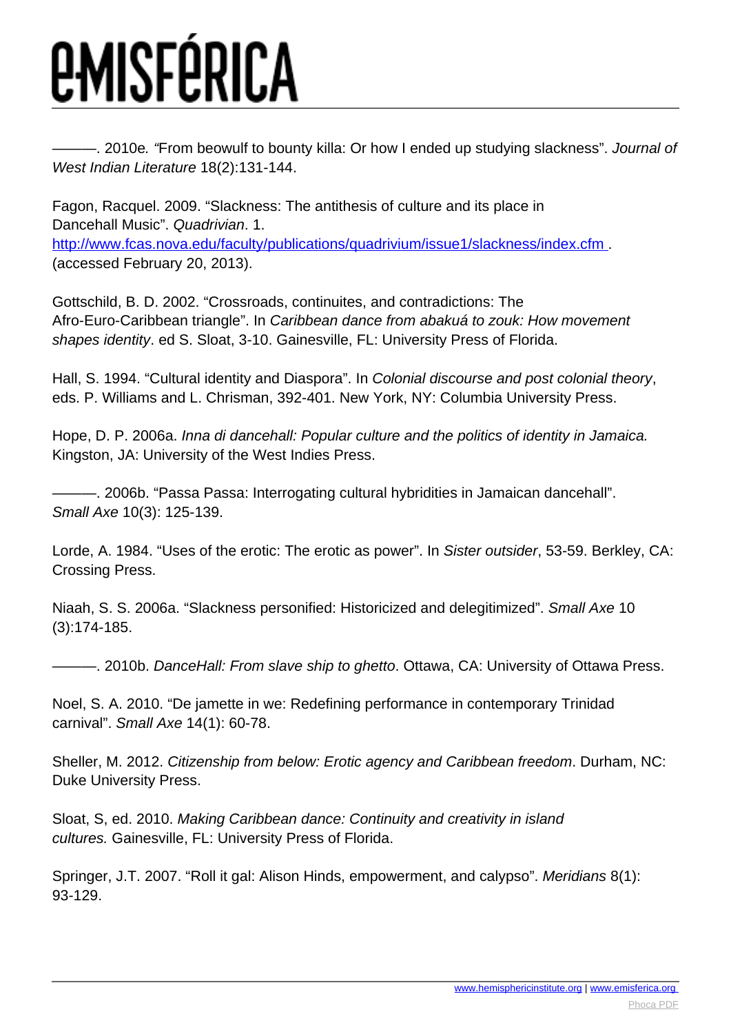———. 2010e*. "*From beowulf to bounty killa: Or how I ended up studying slackness". *Journal of West Indian Literature* 18(2):131-144.

Fagon, Racquel. 2009. "Slackness: The antithesis of culture and its place in Dancehall Music". *Quadrivian*. 1. http://www.fcas.nova.edu/faculty/publications/quadrivium/issue1/slackness/index.cfm . (accessed February 20, 2013).

Gottschild, B. D. 2002. "Crossroads, continuites, and contradictions: The Afro-Euro-Caribbean triangle". In *Caribbean dance from abakuá to zouk: How movement shapes identity*. ed S. Sloat, 3-10. Gainesville, FL: University Press of Florida.

Hall, S. 1994. "Cultural identity and Diaspora". In *Colonial discourse and post colonial theory*, eds. P. Williams and L. Chrisman, 392-401. New York, NY: Columbia University Press.

Hope, D. P. 2006a. *Inna di dancehall: Popular culture and the politics of identity in Jamaica.* Kingston, JA: University of the West Indies Press.

———. 2006b. "Passa Passa: Interrogating cultural hybridities in Jamaican dancehall". *Small Axe* 10(3): 125-139.

Lorde, A. 1984. "Uses of the erotic: The erotic as power". In *Sister outsider*, 53-59. Berkley, CA: Crossing Press.

Niaah, S. S. 2006a. "Slackness personified: Historicized and delegitimized". *Small Axe* 10 (3):174-185.

———. 2010b. *DanceHall: From slave ship to ghetto*. Ottawa, CA: University of Ottawa Press.

Noel, S. A. 2010. "De jamette in we: Redefining performance in contemporary Trinidad carnival". *Small Axe* 14(1): 60-78.

Sheller, M. 2012. *Citizenship from below: Erotic agency and Caribbean freedom*. Durham, NC: Duke University Press.

Sloat, S, ed. 2010. *Making Caribbean dance: Continuity and creativity in island cultures.* Gainesville, FL: University Press of Florida.

Springer, J.T. 2007. "Roll it gal: Alison Hinds, empowerment, and calypso". *Meridians* 8(1): 93-129.